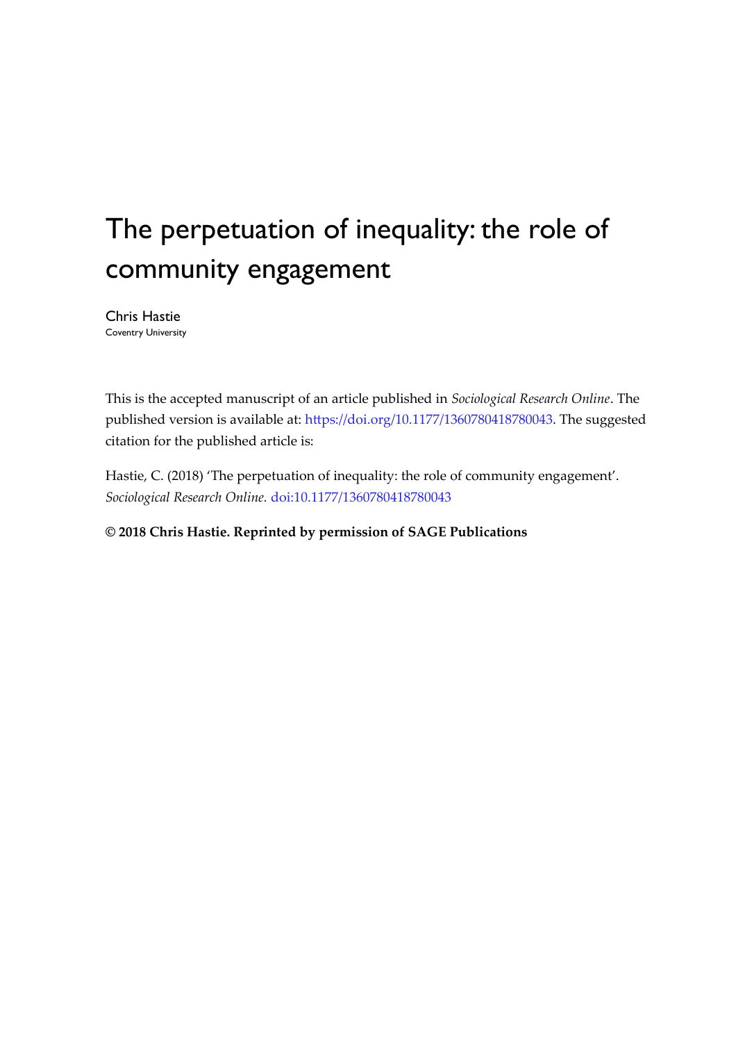# The perpetuation of inequality: the role of community engagement

Chris Hastie
Coventry University

This is the accepted manuscript of an article published in *Sociological Research Online*. The published version is available at: https://doi.org/10.1177/1360780418780043. The suggested citation for the published article is:

Hastie, C. (2018) 'The perpetuation of inequality: the role of community engagement'. *Sociological Research Online*. doi:10.1177/1360780418780043

**© 2018 Chris Hastie. Reprinted by permission of SAGE Publications**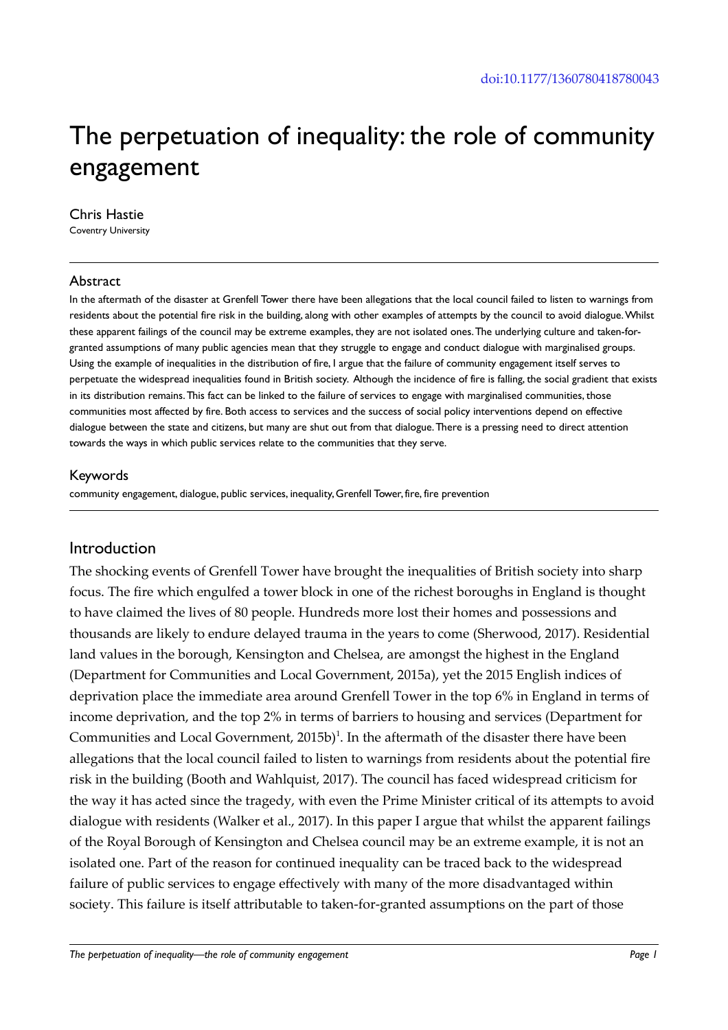doi:10.1177/1360780418780043

# The perpetuation of inequality: the role of community engagement

Chris Hastie
Coventry University

## Abstract

In the aftermath of the disaster at Grenfell Tower there have been allegations that the local council failed to listen to warnings from residents about the potential fire risk in the building, along with other examples of attempts by the council to avoid dialogue. Whilst these apparent failings of the council may be extreme examples, they are not isolated ones. The underlying culture and taken-for-granted assumptions of many public agencies mean that they struggle to engage and conduct dialogue with marginalised groups. Using the example of inequalities in the distribution of fire, I argue that the failure of community engagement itself serves to perpetuate the widespread inequalities found in British society. Although the incidence of fire is falling, the social gradient that exists in its distribution remains. This fact can be linked to the failure of services to engage with marginalised communities, those communities most affected by fire. Both access to services and the success of social policy interventions depend on effective dialogue between the state and citizens, but many are shut out from that dialogue. There is a pressing need to direct attention towards the ways in which public services relate to the communities that they serve.

## Keywords

community engagement, dialogue, public services, inequality, Grenfell Tower, fire, fire prevention

## Introduction

The shocking events of Grenfell Tower have brought the inequalities of British society into sharp focus. The fire which engulfed a tower block in one of the richest boroughs in England is thought to have claimed the lives of 80 people. Hundreds more lost their homes and possessions and thousands are likely to endure delayed trauma in the years to come (Sherwood, 2017). Residential land values in the borough, Kensington and Chelsea, are amongst the highest in the England (Department for Communities and Local Government, 2015a), yet the 2015 English indices of deprivation place the immediate area around Grenfell Tower in the top 6% in England in terms of income deprivation, and the top 2% in terms of barriers to housing and services (Department for Communities and Local Government, 2015b)[1]. In the aftermath of the disaster there have been allegations that the local council failed to listen to warnings from residents about the potential fire risk in the building (Booth and Wahlquist, 2017). The council has faced widespread criticism for the way it has acted since the tragedy, with even the Prime Minister critical of its attempts to avoid dialogue with residents (Walker et al., 2017). In this paper I argue that whilst the apparent failings of the Royal Borough of Kensington and Chelsea council may be an extreme example, it is not an isolated one. Part of the reason for continued inequality can be traced back to the widespread failure of public services to engage effectively with many of the more disadvantaged within society. This failure is itself attributable to taken-for-granted assumptions on the part of those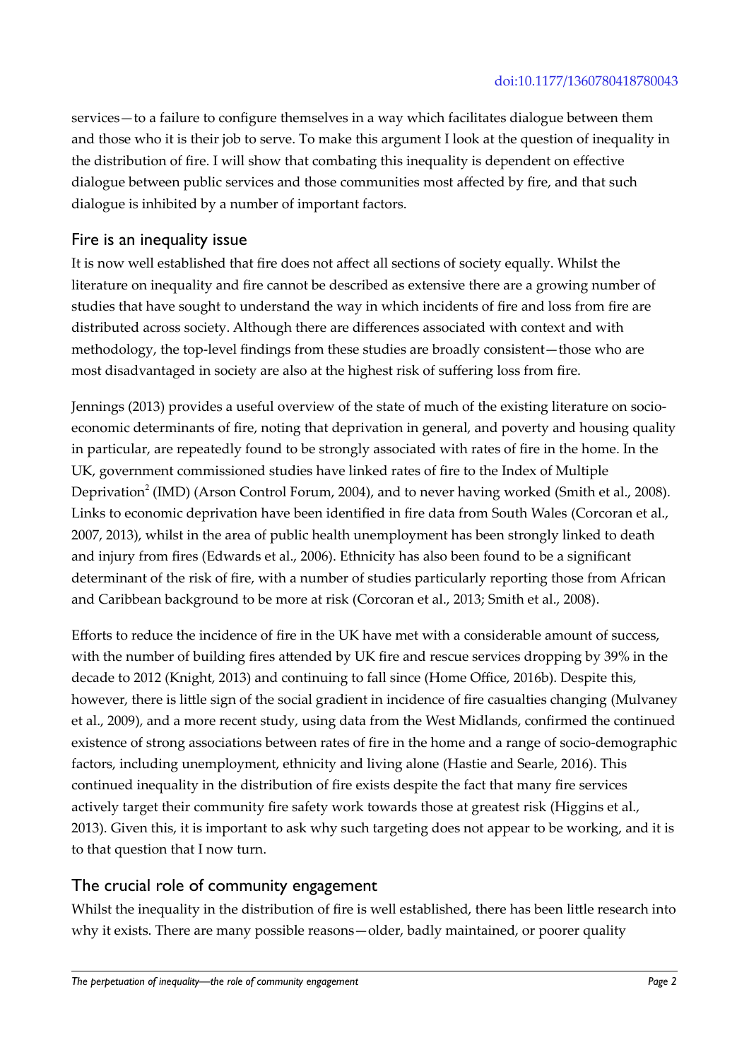services—to a failure to configure themselves in a way which facilitates dialogue between them and those who it is their job to serve. To make this argument I look at the question of inequality in the distribution of fire. I will show that combating this inequality is dependent on effective dialogue between public services and those communities most affected by fire, and that such dialogue is inhibited by a number of important factors.

## Fire is an inequality issue

It is now well established that fire does not affect all sections of society equally. Whilst the literature on inequality and fire cannot be described as extensive there are a growing number of studies that have sought to understand the way in which incidents of fire and loss from fire are distributed across society. Although there are differences associated with context and with methodology, the top-level findings from these studies are broadly consistent—those who are most disadvantaged in society are also at the highest risk of suffering loss from fire.

Jennings (2013) provides a useful overview of the state of much of the existing literature on socio-economic determinants of fire, noting that deprivation in general, and poverty and housing quality in particular, are repeatedly found to be strongly associated with rates of fire in the home. In the UK, government commissioned studies have linked rates of fire to the Index of Multiple Deprivation[2] (IMD) (Arson Control Forum, 2004), and to never having worked (Smith et al., 2008). Links to economic deprivation have been identified in fire data from South Wales (Corcoran et al., 2007, 2013), whilst in the area of public health unemployment has been strongly linked to death and injury from fires (Edwards et al., 2006). Ethnicity has also been found to be a significant determinant of the risk of fire, with a number of studies particularly reporting those from African and Caribbean background to be more at risk (Corcoran et al., 2013; Smith et al., 2008).

Efforts to reduce the incidence of fire in the UK have met with a considerable amount of success, with the number of building fires attended by UK fire and rescue services dropping by 39% in the decade to 2012 (Knight, 2013) and continuing to fall since (Home Office, 2016b). Despite this, however, there is little sign of the social gradient in incidence of fire casualties changing (Mulvaney et al., 2009), and a more recent study, using data from the West Midlands, confirmed the continued existence of strong associations between rates of fire in the home and a range of socio-demographic factors, including unemployment, ethnicity and living alone (Hastie and Searle, 2016). This continued inequality in the distribution of fire exists despite the fact that many fire services actively target their community fire safety work towards those at greatest risk (Higgins et al., 2013). Given this, it is important to ask why such targeting does not appear to be working, and it is to that question that I now turn.

## The crucial role of community engagement

Whilst the inequality in the distribution of fire is well established, there has been little research into why it exists. There are many possible reasons—older, badly maintained, or poorer quality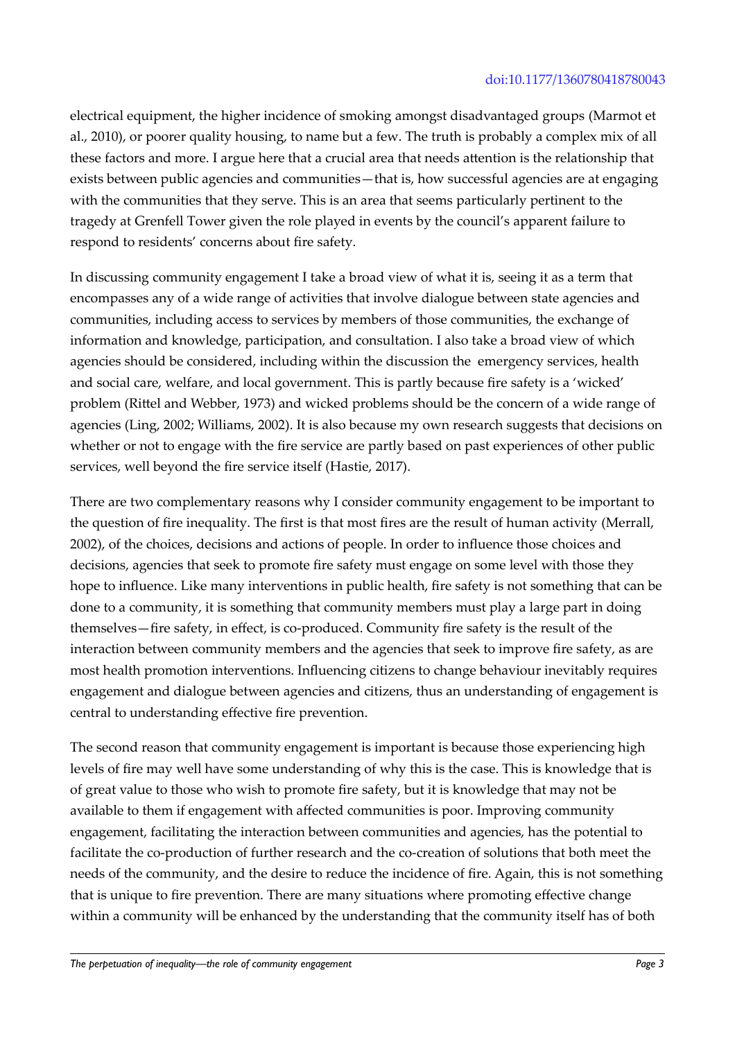electrical equipment, the higher incidence of smoking amongst disadvantaged groups (Marmot et al., 2010), or poorer quality housing, to name but a few. The truth is probably a complex mix of all these factors and more. I argue here that a crucial area that needs attention is the relationship that exists between public agencies and communities—that is, how successful agencies are at engaging with the communities that they serve. This is an area that seems particularly pertinent to the tragedy at Grenfell Tower given the role played in events by the council's apparent failure to respond to residents' concerns about fire safety.

In discussing community engagement I take a broad view of what it is, seeing it as a term that encompasses any of a wide range of activities that involve dialogue between state agencies and communities, including access to services by members of those communities, the exchange of information and knowledge, participation, and consultation. I also take a broad view of which agencies should be considered, including within the discussion the emergency services, health and social care, welfare, and local government. This is partly because fire safety is a 'wicked' problem (Rittel and Webber, 1973) and wicked problems should be the concern of a wide range of agencies (Ling, 2002; Williams, 2002). It is also because my own research suggests that decisions on whether or not to engage with the fire service are partly based on past experiences of other public services, well beyond the fire service itself (Hastie, 2017).

There are two complementary reasons why I consider community engagement to be important to the question of fire inequality. The first is that most fires are the result of human activity (Merrall, 2002), of the choices, decisions and actions of people. In order to influence those choices and decisions, agencies that seek to promote fire safety must engage on some level with those they hope to influence. Like many interventions in public health, fire safety is not something that can be done to a community, it is something that community members must play a large part in doing themselves—fire safety, in effect, is co-produced. Community fire safety is the result of the interaction between community members and the agencies that seek to improve fire safety, as are most health promotion interventions. Influencing citizens to change behaviour inevitably requires engagement and dialogue between agencies and citizens, thus an understanding of engagement is central to understanding effective fire prevention.

The second reason that community engagement is important is because those experiencing high levels of fire may well have some understanding of why this is the case. This is knowledge that is of great value to those who wish to promote fire safety, but it is knowledge that may not be available to them if engagement with affected communities is poor. Improving community engagement, facilitating the interaction between communities and agencies, has the potential to facilitate the co-production of further research and the co-creation of solutions that both meet the needs of the community, and the desire to reduce the incidence of fire. Again, this is not something that is unique to fire prevention. There are many situations where promoting effective change within a community will be enhanced by the understanding that the community itself has of both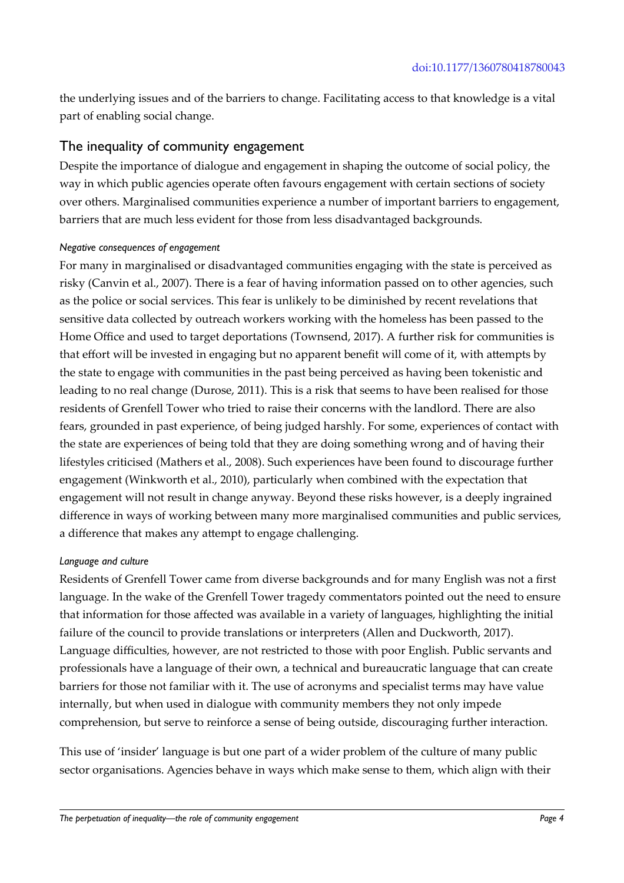the underlying issues and of the barriers to change. Facilitating access to that knowledge is a vital part of enabling social change.

## The inequality of community engagement

Despite the importance of dialogue and engagement in shaping the outcome of social policy, the way in which public agencies operate often favours engagement with certain sections of society over others. Marginalised communities experience a number of important barriers to engagement, barriers that are much less evident for those from less disadvantaged backgrounds.

### *Negative consequences of engagement*

For many in marginalised or disadvantaged communities engaging with the state is perceived as risky (Canvin et al., 2007). There is a fear of having information passed on to other agencies, such as the police or social services. This fear is unlikely to be diminished by recent revelations that sensitive data collected by outreach workers working with the homeless has been passed to the Home Office and used to target deportations (Townsend, 2017). A further risk for communities is that effort will be invested in engaging but no apparent benefit will come of it, with attempts by the state to engage with communities in the past being perceived as having been tokenistic and leading to no real change (Durose, 2011). This is a risk that seems to have been realised for those residents of Grenfell Tower who tried to raise their concerns with the landlord. There are also fears, grounded in past experience, of being judged harshly. For some, experiences of contact with the state are experiences of being told that they are doing something wrong and of having their lifestyles criticised (Mathers et al., 2008). Such experiences have been found to discourage further engagement (Winkworth et al., 2010), particularly when combined with the expectation that engagement will not result in change anyway. Beyond these risks however, is a deeply ingrained difference in ways of working between many more marginalised communities and public services, a difference that makes any attempt to engage challenging.

### *Language and culture*

Residents of Grenfell Tower came from diverse backgrounds and for many English was not a first language. In the wake of the Grenfell Tower tragedy commentators pointed out the need to ensure that information for those affected was available in a variety of languages, highlighting the initial failure of the council to provide translations or interpreters (Allen and Duckworth, 2017). Language difficulties, however, are not restricted to those with poor English. Public servants and professionals have a language of their own, a technical and bureaucratic language that can create barriers for those not familiar with it. The use of acronyms and specialist terms may have value internally, but when used in dialogue with community members they not only impede comprehension, but serve to reinforce a sense of being outside, discouraging further interaction.

This use of 'insider' language is but one part of a wider problem of the culture of many public sector organisations. Agencies behave in ways which make sense to them, which align with their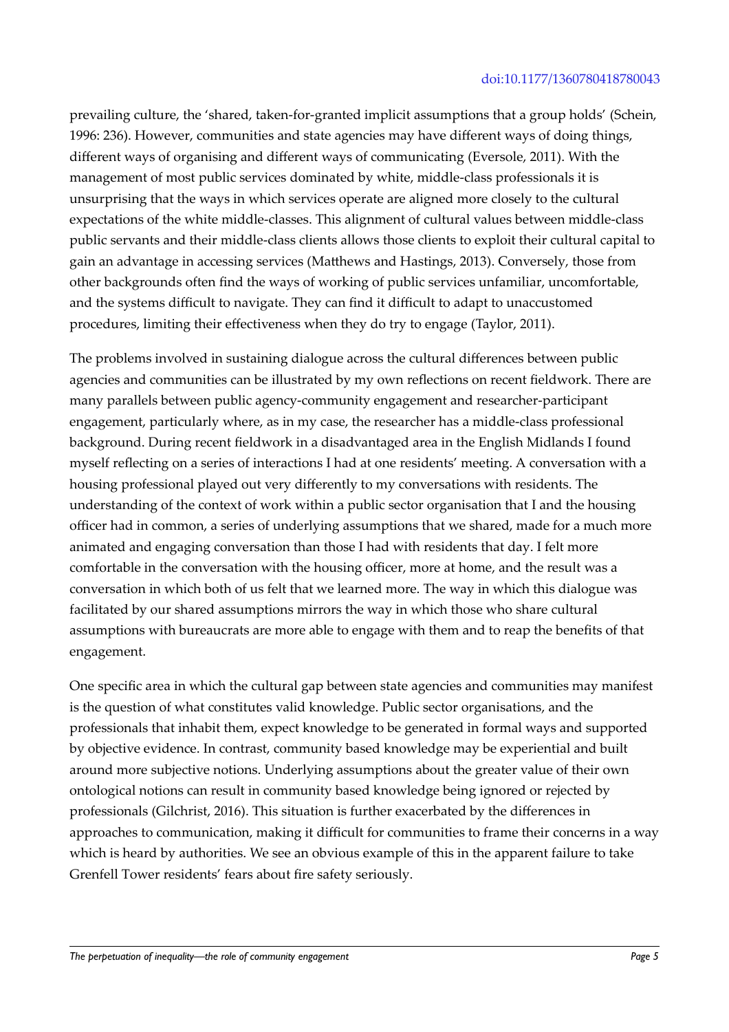prevailing culture, the 'shared, taken-for-granted implicit assumptions that a group holds' (Schein, 1996: 236). However, communities and state agencies may have different ways of doing things, different ways of organising and different ways of communicating (Eversole, 2011). With the management of most public services dominated by white, middle-class professionals it is unsurprising that the ways in which services operate are aligned more closely to the cultural expectations of the white middle-classes. This alignment of cultural values between middle-class public servants and their middle-class clients allows those clients to exploit their cultural capital to gain an advantage in accessing services (Matthews and Hastings, 2013). Conversely, those from other backgrounds often find the ways of working of public services unfamiliar, uncomfortable, and the systems difficult to navigate. They can find it difficult to adapt to unaccustomed procedures, limiting their effectiveness when they do try to engage (Taylor, 2011).

The problems involved in sustaining dialogue across the cultural differences between public agencies and communities can be illustrated by my own reflections on recent fieldwork. There are many parallels between public agency-community engagement and researcher-participant engagement, particularly where, as in my case, the researcher has a middle-class professional background. During recent fieldwork in a disadvantaged area in the English Midlands I found myself reflecting on a series of interactions I had at one residents' meeting. A conversation with a housing professional played out very differently to my conversations with residents. The understanding of the context of work within a public sector organisation that I and the housing officer had in common, a series of underlying assumptions that we shared, made for a much more animated and engaging conversation than those I had with residents that day. I felt more comfortable in the conversation with the housing officer, more at home, and the result was a conversation in which both of us felt that we learned more. The way in which this dialogue was facilitated by our shared assumptions mirrors the way in which those who share cultural assumptions with bureaucrats are more able to engage with them and to reap the benefits of that engagement.

One specific area in which the cultural gap between state agencies and communities may manifest is the question of what constitutes valid knowledge. Public sector organisations, and the professionals that inhabit them, expect knowledge to be generated in formal ways and supported by objective evidence. In contrast, community based knowledge may be experiential and built around more subjective notions. Underlying assumptions about the greater value of their own ontological notions can result in community based knowledge being ignored or rejected by professionals (Gilchrist, 2016). This situation is further exacerbated by the differences in approaches to communication, making it difficult for communities to frame their concerns in a way which is heard by authorities. We see an obvious example of this in the apparent failure to take Grenfell Tower residents' fears about fire safety seriously.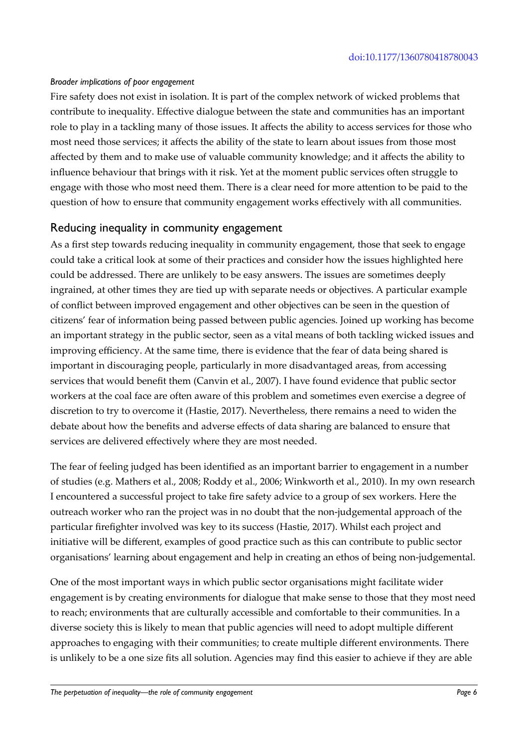*Broader implications of poor engagement*

Fire safety does not exist in isolation. It is part of the complex network of wicked problems that contribute to inequality. Effective dialogue between the state and communities has an important role to play in a tackling many of those issues. It affects the ability to access services for those who most need those services; it affects the ability of the state to learn about issues from those most affected by them and to make use of valuable community knowledge; and it affects the ability to influence behaviour that brings with it risk. Yet at the moment public services often struggle to engage with those who most need them. There is a clear need for more attention to be paid to the question of how to ensure that community engagement works effectively with all communities.

## Reducing inequality in community engagement

As a first step towards reducing inequality in community engagement, those that seek to engage could take a critical look at some of their practices and consider how the issues highlighted here could be addressed. There are unlikely to be easy answers. The issues are sometimes deeply ingrained, at other times they are tied up with separate needs or objectives. A particular example of conflict between improved engagement and other objectives can be seen in the question of citizens' fear of information being passed between public agencies. Joined up working has become an important strategy in the public sector, seen as a vital means of both tackling wicked issues and improving efficiency. At the same time, there is evidence that the fear of data being shared is important in discouraging people, particularly in more disadvantaged areas, from accessing services that would benefit them (Canvin et al., 2007). I have found evidence that public sector workers at the coal face are often aware of this problem and sometimes even exercise a degree of discretion to try to overcome it (Hastie, 2017). Nevertheless, there remains a need to widen the debate about how the benefits and adverse effects of data sharing are balanced to ensure that services are delivered effectively where they are most needed.

The fear of feeling judged has been identified as an important barrier to engagement in a number of studies (e.g. Mathers et al., 2008; Roddy et al., 2006; Winkworth et al., 2010). In my own research I encountered a successful project to take fire safety advice to a group of sex workers. Here the outreach worker who ran the project was in no doubt that the non-judgemental approach of the particular firefighter involved was key to its success (Hastie, 2017). Whilst each project and initiative will be different, examples of good practice such as this can contribute to public sector organisations' learning about engagement and help in creating an ethos of being non-judgemental.

One of the most important ways in which public sector organisations might facilitate wider engagement is by creating environments for dialogue that make sense to those that they most need to reach; environments that are culturally accessible and comfortable to their communities. In a diverse society this is likely to mean that public agencies will need to adopt multiple different approaches to engaging with their communities; to create multiple different environments. There is unlikely to be a one size fits all solution. Agencies may find this easier to achieve if they are able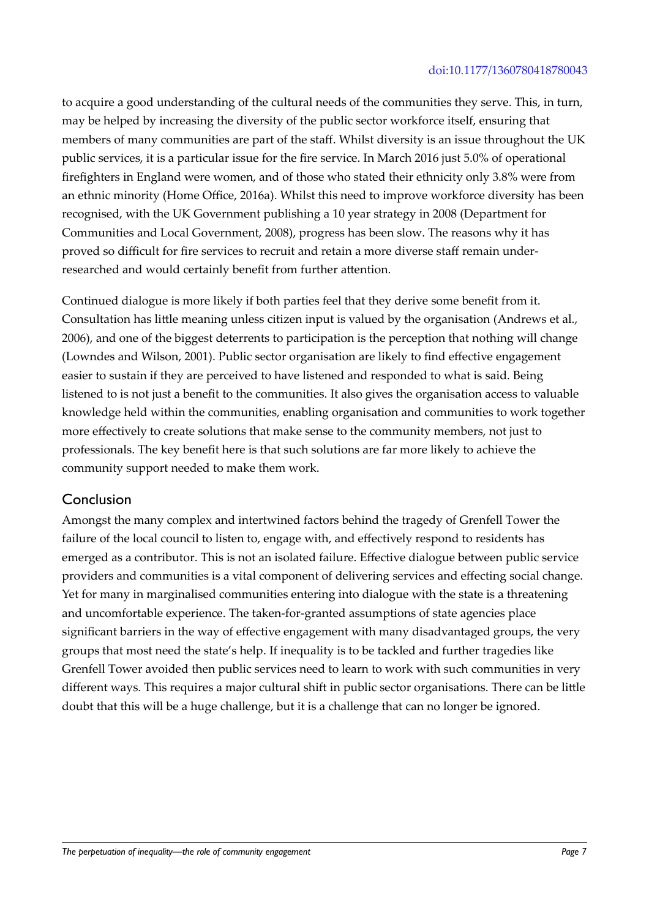to acquire a good understanding of the cultural needs of the communities they serve. This, in turn, may be helped by increasing the diversity of the public sector workforce itself, ensuring that members of many communities are part of the staff. Whilst diversity is an issue throughout the UK public services, it is a particular issue for the fire service. In March 2016 just 5.0% of operational firefighters in England were women, and of those who stated their ethnicity only 3.8% were from an ethnic minority (Home Office, 2016a). Whilst this need to improve workforce diversity has been recognised, with the UK Government publishing a 10 year strategy in 2008 (Department for Communities and Local Government, 2008), progress has been slow. The reasons why it has proved so difficult for fire services to recruit and retain a more diverse staff remain under-researched and would certainly benefit from further attention.

Continued dialogue is more likely if both parties feel that they derive some benefit from it. Consultation has little meaning unless citizen input is valued by the organisation (Andrews et al., 2006), and one of the biggest deterrents to participation is the perception that nothing will change (Lowndes and Wilson, 2001). Public sector organisation are likely to find effective engagement easier to sustain if they are perceived to have listened and responded to what is said. Being listened to is not just a benefit to the communities. It also gives the organisation access to valuable knowledge held within the communities, enabling organisation and communities to work together more effectively to create solutions that make sense to the community members, not just to professionals. The key benefit here is that such solutions are far more likely to achieve the community support needed to make them work.

## Conclusion

Amongst the many complex and intertwined factors behind the tragedy of Grenfell Tower the failure of the local council to listen to, engage with, and effectively respond to residents has emerged as a contributor. This is not an isolated failure. Effective dialogue between public service providers and communities is a vital component of delivering services and effecting social change. Yet for many in marginalised communities entering into dialogue with the state is a threatening and uncomfortable experience. The taken-for-granted assumptions of state agencies place significant barriers in the way of effective engagement with many disadvantaged groups, the very groups that most need the state's help. If inequality is to be tackled and further tragedies like Grenfell Tower avoided then public services need to learn to work with such communities in very different ways. This requires a major cultural shift in public sector organisations. There can be little doubt that this will be a huge challenge, but it is a challenge that can no longer be ignored.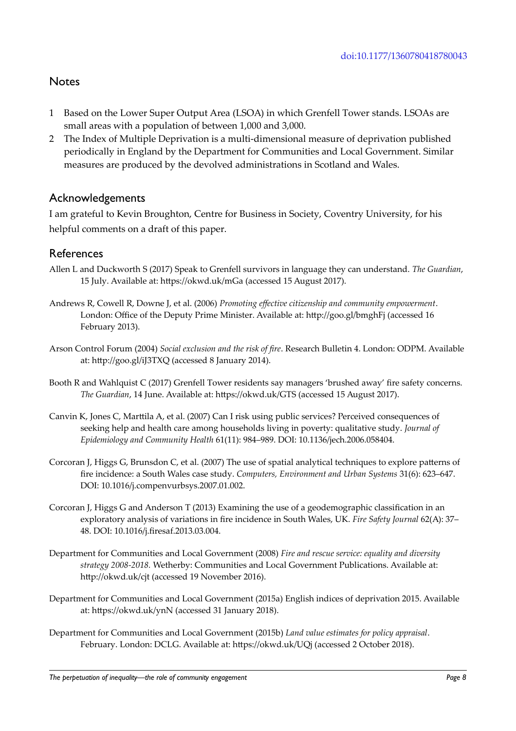doi:10.1177/1360780418780043

## Notes

1. Based on the Lower Super Output Area (LSOA) in which Grenfell Tower stands. LSOAs are small areas with a population of between 1,000 and 3,000.
2. The Index of Multiple Deprivation is a multi-dimensional measure of deprivation published periodically in England by the Department for Communities and Local Government. Similar measures are produced by the devolved administrations in Scotland and Wales.

## Acknowledgements

I am grateful to Kevin Broughton, Centre for Business in Society, Coventry University, for his helpful comments on a draft of this paper.

## References

Allen L and Duckworth S (2017) Speak to Grenfell survivors in language they can understand. *The Guardian*, 15 July. Available at: https://okwd.uk/mGa (accessed 15 August 2017).

Andrews R, Cowell R, Downe J, et al. (2006) *Promoting effective citizenship and community empowerment*. London: Office of the Deputy Prime Minister. Available at: http://goo.gl/bmghFj (accessed 16 February 2013).

Arson Control Forum (2004) *Social exclusion and the risk of fire*. Research Bulletin 4. London: ODPM. Available at: http://goo.gl/iJ3TXQ (accessed 8 January 2014).

Booth R and Wahlquist C (2017) Grenfell Tower residents say managers 'brushed away' fire safety concerns. *The Guardian*, 14 June. Available at: https://okwd.uk/GTS (accessed 15 August 2017).

Canvin K, Jones C, Marttila A, et al. (2007) Can I risk using public services? Perceived consequences of seeking help and health care among households living in poverty: qualitative study. *Journal of Epidemiology and Community Health* 61(11): 984–989. DOI: 10.1136/jech.2006.058404.

Corcoran J, Higgs G, Brunsdon C, et al. (2007) The use of spatial analytical techniques to explore patterns of fire incidence: a South Wales case study. *Computers, Environment and Urban Systems* 31(6): 623–647. DOI: 10.1016/j.compenvurbsys.2007.01.002.

Corcoran J, Higgs G and Anderson T (2013) Examining the use of a geodemographic classification in an exploratory analysis of variations in fire incidence in South Wales, UK. *Fire Safety Journal* 62(A): 37–48. DOI: 10.1016/j.firesaf.2013.03.004.

Department for Communities and Local Government (2008) *Fire and rescue service: equality and diversity strategy 2008-2018.* Wetherby: Communities and Local Government Publications. Available at: http://okwd.uk/cjt (accessed 19 November 2016).

Department for Communities and Local Government (2015a) English indices of deprivation 2015. Available at: https://okwd.uk/ynN (accessed 31 January 2018).

Department for Communities and Local Government (2015b) *Land value estimates for policy appraisal*. February. London: DCLG. Available at: https://okwd.uk/UQj (accessed 2 October 2018).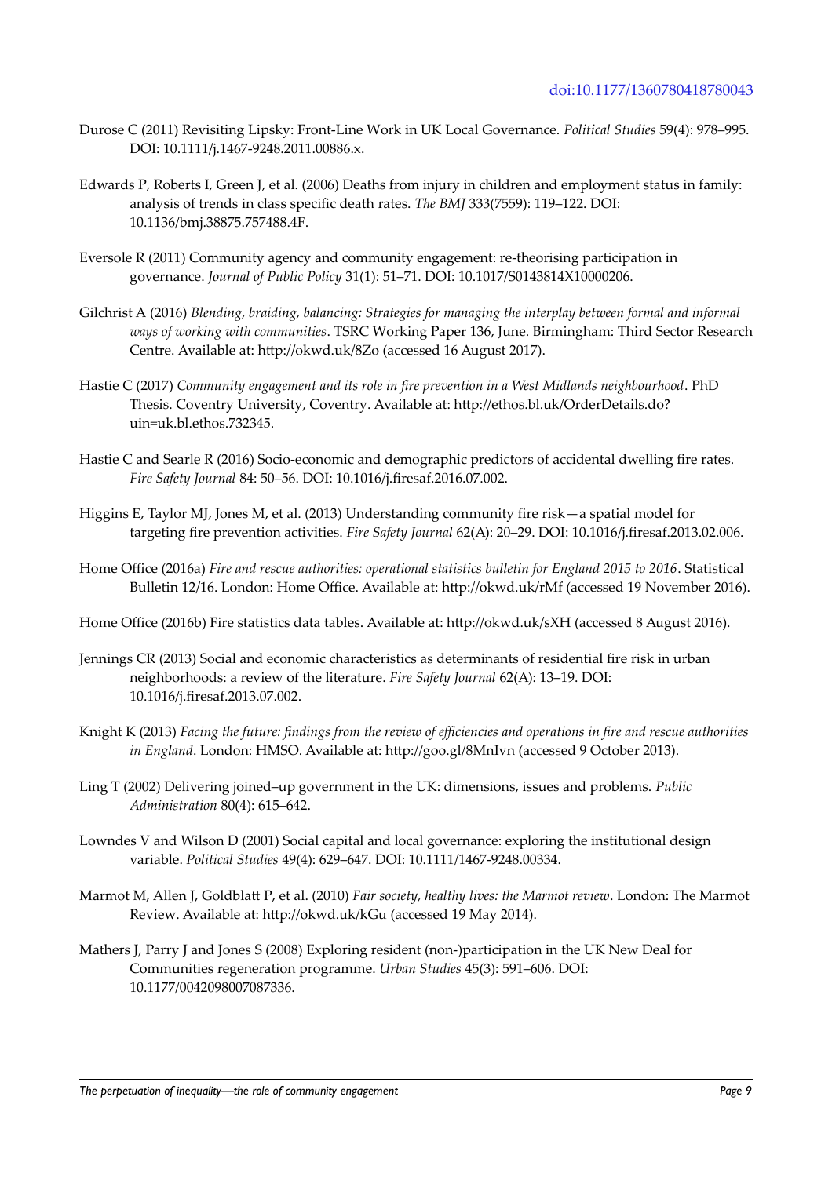Durose C (2011) Revisiting Lipsky: Front-Line Work in UK Local Governance. *Political Studies* 59(4): 978–995. DOI: 10.1111/j.1467-9248.2011.00886.x.

Edwards P, Roberts I, Green J, et al. (2006) Deaths from injury in children and employment status in family: analysis of trends in class specific death rates. *The BMJ* 333(7559): 119–122. DOI: 10.1136/bmj.38875.757488.4F.

Eversole R (2011) Community agency and community engagement: re-theorising participation in governance. *Journal of Public Policy* 31(1): 51–71. DOI: 10.1017/S0143814X10000206.

Gilchrist A (2016) *Blending, braiding, balancing: Strategies for managing the interplay between formal and informal ways of working with communities*. TSRC Working Paper 136, June. Birmingham: Third Sector Research Centre. Available at: http://okwd.uk/8Zo (accessed 16 August 2017).

Hastie C (2017) *Community engagement and its role in fire prevention in a West Midlands neighbourhood*. PhD Thesis. Coventry University, Coventry. Available at: http://ethos.bl.uk/OrderDetails.do?uin=uk.bl.ethos.732345.

Hastie C and Searle R (2016) Socio-economic and demographic predictors of accidental dwelling fire rates. *Fire Safety Journal* 84: 50–56. DOI: 10.1016/j.firesaf.2016.07.002.

Higgins E, Taylor MJ, Jones M, et al. (2013) Understanding community fire risk—a spatial model for targeting fire prevention activities. *Fire Safety Journal* 62(A): 20–29. DOI: 10.1016/j.firesaf.2013.02.006.

Home Office (2016a) *Fire and rescue authorities: operational statistics bulletin for England 2015 to 2016*. Statistical Bulletin 12/16. London: Home Office. Available at: http://okwd.uk/rMf (accessed 19 November 2016).

Home Office (2016b) Fire statistics data tables. Available at: http://okwd.uk/sXH (accessed 8 August 2016).

Jennings CR (2013) Social and economic characteristics as determinants of residential fire risk in urban neighborhoods: a review of the literature. *Fire Safety Journal* 62(A): 13–19. DOI: 10.1016/j.firesaf.2013.07.002.

Knight K (2013) *Facing the future: findings from the review of efficiencies and operations in fire and rescue authorities in England*. London: HMSO. Available at: http://goo.gl/8MnIvn (accessed 9 October 2013).

Ling T (2002) Delivering joined–up government in the UK: dimensions, issues and problems. *Public Administration* 80(4): 615–642.

Lowndes V and Wilson D (2001) Social capital and local governance: exploring the institutional design variable. *Political Studies* 49(4): 629–647. DOI: 10.1111/1467-9248.00334.

Marmot M, Allen J, Goldblatt P, et al. (2010) *Fair society, healthy lives: the Marmot review*. London: The Marmot Review. Available at: http://okwd.uk/kGu (accessed 19 May 2014).

Mathers J, Parry J and Jones S (2008) Exploring resident (non-)participation in the UK New Deal for Communities regeneration programme. *Urban Studies* 45(3): 591–606. DOI: 10.1177/0042098007087336.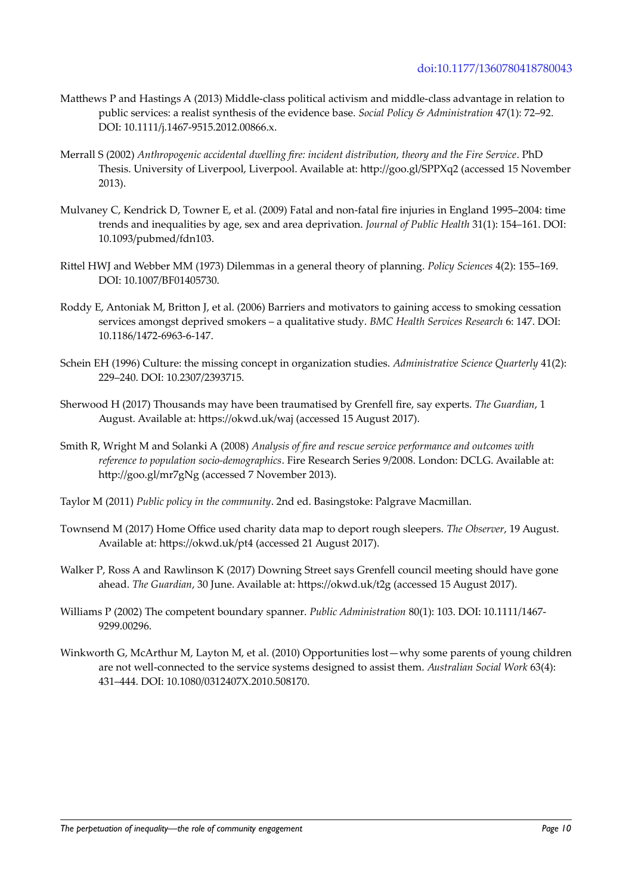Matthews P and Hastings A (2013) Middle-class political activism and middle-class advantage in relation to public services: a realist synthesis of the evidence base. *Social Policy & Administration* 47(1): 72–92. DOI: 10.1111/j.1467-9515.2012.00866.x.

Merrall S (2002) *Anthropogenic accidental dwelling fire: incident distribution, theory and the Fire Service*. PhD Thesis. University of Liverpool, Liverpool. Available at: http://goo.gl/SPPXq2 (accessed 15 November 2013).

Mulvaney C, Kendrick D, Towner E, et al. (2009) Fatal and non-fatal fire injuries in England 1995–2004: time trends and inequalities by age, sex and area deprivation. *Journal of Public Health* 31(1): 154–161. DOI: 10.1093/pubmed/fdn103.

Rittel HWJ and Webber MM (1973) Dilemmas in a general theory of planning. *Policy Sciences* 4(2): 155–169. DOI: 10.1007/BF01405730.

Roddy E, Antoniak M, Britton J, et al. (2006) Barriers and motivators to gaining access to smoking cessation services amongst deprived smokers – a qualitative study. *BMC Health Services Research* 6: 147. DOI: 10.1186/1472-6963-6-147.

Schein EH (1996) Culture: the missing concept in organization studies. *Administrative Science Quarterly* 41(2): 229–240. DOI: 10.2307/2393715.

Sherwood H (2017) Thousands may have been traumatised by Grenfell fire, say experts. *The Guardian*, 1 August. Available at: https://okwd.uk/waj (accessed 15 August 2017).

Smith R, Wright M and Solanki A (2008) *Analysis of fire and rescue service performance and outcomes with reference to population socio-demographics*. Fire Research Series 9/2008. London: DCLG. Available at: http://goo.gl/mr7gNg (accessed 7 November 2013).

Taylor M (2011) *Public policy in the community*. 2nd ed. Basingstoke: Palgrave Macmillan.

Townsend M (2017) Home Office used charity data map to deport rough sleepers. *The Observer*, 19 August. Available at: https://okwd.uk/pt4 (accessed 21 August 2017).

Walker P, Ross A and Rawlinson K (2017) Downing Street says Grenfell council meeting should have gone ahead. *The Guardian*, 30 June. Available at: https://okwd.uk/t2g (accessed 15 August 2017).

Williams P (2002) The competent boundary spanner. *Public Administration* 80(1): 103. DOI: 10.1111/1467-9299.00296.

Winkworth G, McArthur M, Layton M, et al. (2010) Opportunities lost—why some parents of young children are not well-connected to the service systems designed to assist them. *Australian Social Work* 63(4): 431–444. DOI: 10.1080/0312407X.2010.508170.